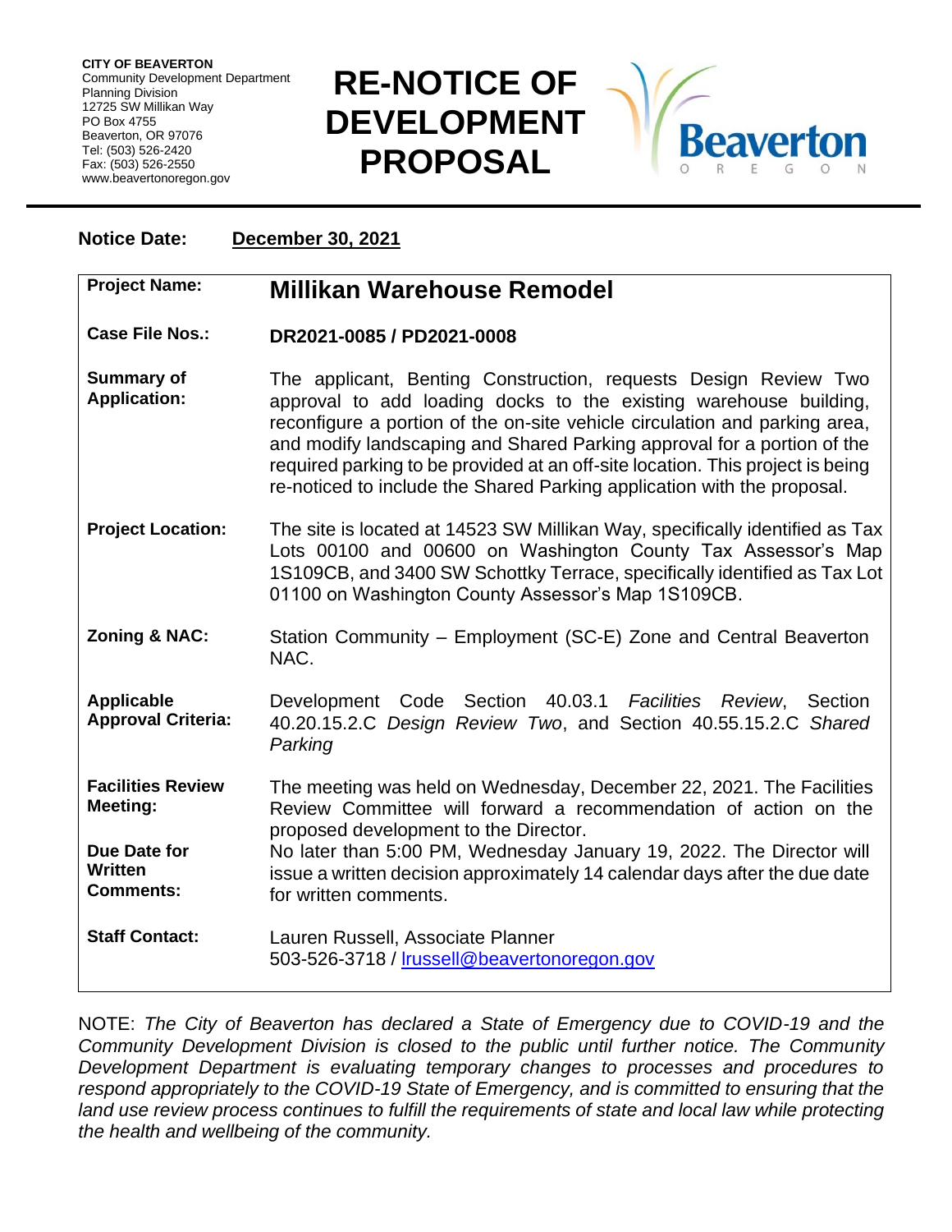**CITY OF BEAVERTON**
Community Development Department
Planning Division
12725 SW Millikan Way
PO Box 4755
Beaverton, OR 97076
Tel: (503) 526-2420
Fax: (503) 526-2550
www.beavertonoregon.gov

# RE-NOTICE OF DEVELOPMENT PROPOSAL

Beaverton OREGON

**Notice Date:** **December 30, 2021**

| | |
|---|---|
| **Project Name:** | **Millikan Warehouse Remodel** |
| **Case File Nos.:** | **DR2021-0085 / PD2021-0008** |
| **Summary of Application:** | The applicant, Benting Construction, requests Design Review Two approval to add loading docks to the existing warehouse building, reconfigure a portion of the on-site vehicle circulation and parking area, and modify landscaping and Shared Parking approval for a portion of the required parking to be provided at an off-site location. This project is being re-noticed to include the Shared Parking application with the proposal. |
| **Project Location:** | The site is located at 14523 SW Millikan Way, specifically identified as Tax Lots 00100 and 00600 on Washington County Tax Assessor's Map 1S109CB, and 3400 SW Schottky Terrace, specifically identified as Tax Lot 01100 on Washington County Assessor's Map 1S109CB. |
| **Zoning & NAC:** | Station Community – Employment (SC-E) Zone and Central Beaverton NAC. |
| **Applicable Approval Criteria:** | Development Code Section 40.03.1 *Facilities Review*, Section 40.20.15.2.C *Design Review Two*, and Section 40.55.15.2.C *Shared Parking* |
| **Facilities Review Meeting:** | The meeting was held on Wednesday, December 22, 2021. The Facilities Review Committee will forward a recommendation of action on the proposed development to the Director. |
| **Due Date for Written Comments:** | No later than 5:00 PM, Wednesday January 19, 2022. The Director will issue a written decision approximately 14 calendar days after the due date for written comments. |
| **Staff Contact:** | Lauren Russell, Associate Planner<br>503-526-3718 / lrussell@beavertonoregon.gov |

NOTE: *The City of Beaverton has declared a State of Emergency due to COVID-19 and the Community Development Division is closed to the public until further notice. The Community Development Department is evaluating temporary changes to processes and procedures to respond appropriately to the COVID-19 State of Emergency, and is committed to ensuring that the land use review process continues to fulfill the requirements of state and local law while protecting the health and wellbeing of the community.*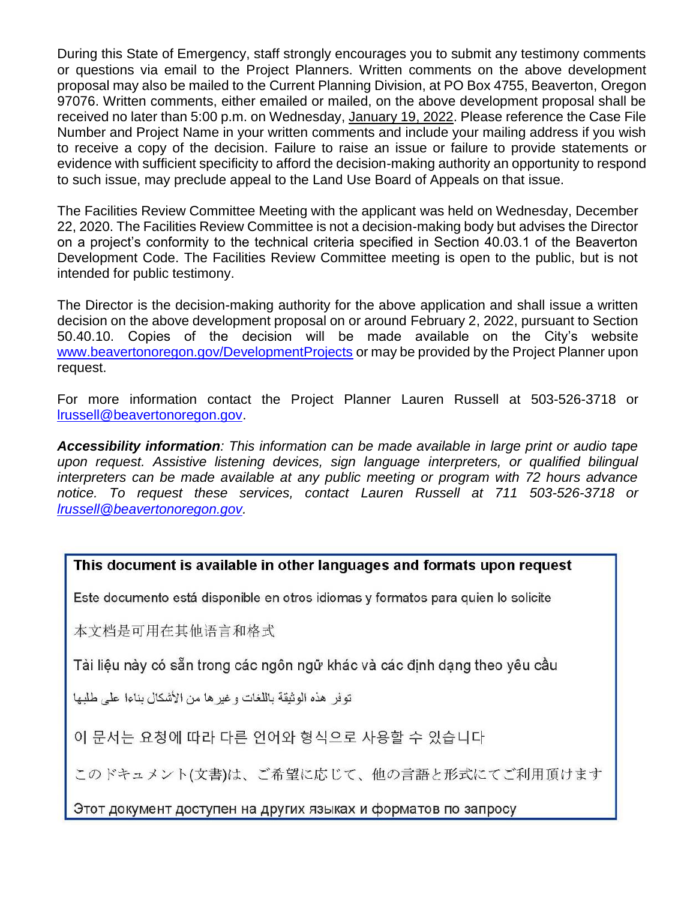During this State of Emergency, staff strongly encourages you to submit any testimony comments or questions via email to the Project Planners. Written comments on the above development proposal may also be mailed to the Current Planning Division, at PO Box 4755, Beaverton, Oregon 97076. Written comments, either emailed or mailed, on the above development proposal shall be received no later than 5:00 p.m. on Wednesday, January 19, 2022. Please reference the Case File Number and Project Name in your written comments and include your mailing address if you wish to receive a copy of the decision. Failure to raise an issue or failure to provide statements or evidence with sufficient specificity to afford the decision-making authority an opportunity to respond to such issue, may preclude appeal to the Land Use Board of Appeals on that issue.

The Facilities Review Committee Meeting with the applicant was held on Wednesday, December 22, 2020. The Facilities Review Committee is not a decision-making body but advises the Director on a project's conformity to the technical criteria specified in Section 40.03.1 of the Beaverton Development Code. The Facilities Review Committee meeting is open to the public, but is not intended for public testimony.

The Director is the decision-making authority for the above application and shall issue a written decision on the above development proposal on or around February 2, 2022, pursuant to Section 50.40.10. Copies of the decision will be made available on the City's website www.beavertonoregon.gov/DevelopmentProjects or may be provided by the Project Planner upon request.

For more information contact the Project Planner Lauren Russell at 503-526-3718 or lrussell@beavertonoregon.gov.

***Accessibility information****: This information can be made available in large print or audio tape upon request. Assistive listening devices, sign language interpreters, or qualified bilingual interpreters can be made available at any public meeting or program with 72 hours advance notice. To request these services, contact Lauren Russell at 711 503-526-3718 or lrussell@beavertonoregon.gov.*

**This document is available in other languages and formats upon request**

Este documento está disponible en otros idiomas y formatos para quien lo solicite

本文档是可用在其他语言和格式

Tài liệu này có sẵn trong các ngôn ngữ khác và các định dạng theo yêu cầu

توفر هذه الوثيقة باللغات وغيرها من الأشكال بناءا على طلبها

이 문서는 요청에 따라 다른 언어와 형식으로 사용할 수 있습니다

このドキュメント(文書)は、ご希望に応じて、他の言語と形式にてご利用頂けます

Этот документ доступен на других языках и форматов по запросу